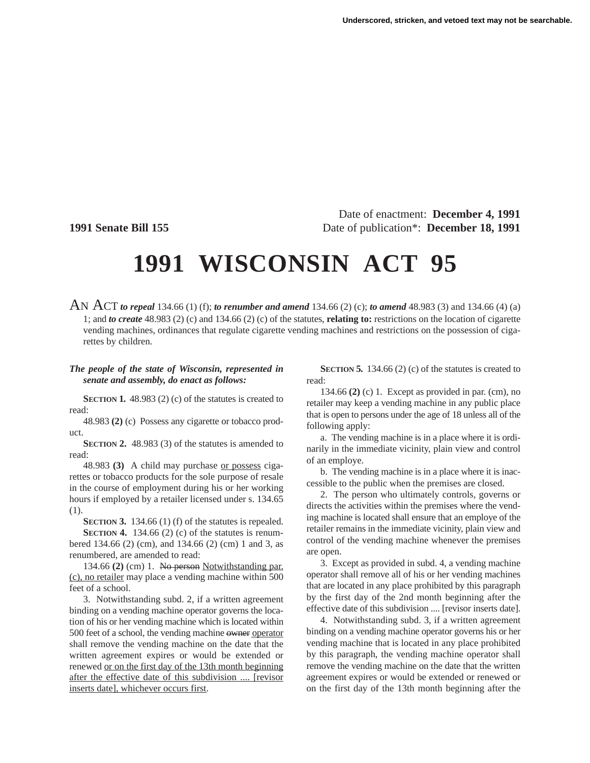Underscored, stricken, and vetoed text may not be searchable.

Date of enactment: **December 4, 1991**

**1991 Senate Bill 155** Date of publication*: **December 18, 1991**

# 1991 WISCONSIN ACT 95

AN ACT ***to repeal*** 134.66 (1) (f); ***to renumber and amend*** 134.66 (2) (c); ***to amend*** 48.983 (3) and 134.66 (4) (a) 1; and ***to create*** 48.983 (2) (c) and 134.66 (2) (c) of the statutes, **relating to:** restrictions on the location of cigarette vending machines, ordinances that regulate cigarette vending machines and restrictions on the possession of cigarettes by children.

***The people of the state of Wisconsin, represented in senate and assembly, do enact as follows:***

**SECTION 1.** 48.983 (2) (c) of the statutes is created to read:

48.983 **(2)** (c) Possess any cigarette or tobacco product.

**SECTION 2.** 48.983 (3) of the statutes is amended to read:

48.983 **(3)** A child may purchase <u>or possess</u> cigarettes or tobacco products for the sole purpose of resale in the course of employment during his or her working hours if employed by a retailer licensed under s. 134.65 (1).

**SECTION 3.** 134.66 (1) (f) of the statutes is repealed.

**SECTION 4.** 134.66 (2) (c) of the statutes is renumbered 134.66 (2) (cm), and 134.66 (2) (cm) 1 and 3, as renumbered, are amended to read:

134.66 **(2)** (cm) 1. ~~No person~~ <u>Notwithstanding par. (c), no retailer</u> may place a vending machine within 500 feet of a school.

3. Notwithstanding subd. 2, if a written agreement binding on a vending machine operator governs the location of his or her vending machine which is located within 500 feet of a school, the vending machine ~~owner~~ <u>operator</u> shall remove the vending machine on the date that the written agreement expires or would be extended or renewed <u>or on the first day of the 13th month beginning after the effective date of this subdivision .... [revisor inserts date], whichever occurs first</u>.

**SECTION 5.** 134.66 (2) (c) of the statutes is created to read:

134.66 **(2)** (c) 1. Except as provided in par. (cm), no retailer may keep a vending machine in any public place that is open to persons under the age of 18 unless all of the following apply:

a. The vending machine is in a place where it is ordinarily in the immediate vicinity, plain view and control of an employe.

b. The vending machine is in a place where it is inaccessible to the public when the premises are closed.

2. The person who ultimately controls, governs or directs the activities within the premises where the vending machine is located shall ensure that an employe of the retailer remains in the immediate vicinity, plain view and control of the vending machine whenever the premises are open.

3. Except as provided in subd. 4, a vending machine operator shall remove all of his or her vending machines that are located in any place prohibited by this paragraph by the first day of the 2nd month beginning after the effective date of this subdivision .... [revisor inserts date].

4. Notwithstanding subd. 3, if a written agreement binding on a vending machine operator governs his or her vending machine that is located in any place prohibited by this paragraph, the vending machine operator shall remove the vending machine on the date that the written agreement expires or would be extended or renewed or on the first day of the 13th month beginning after the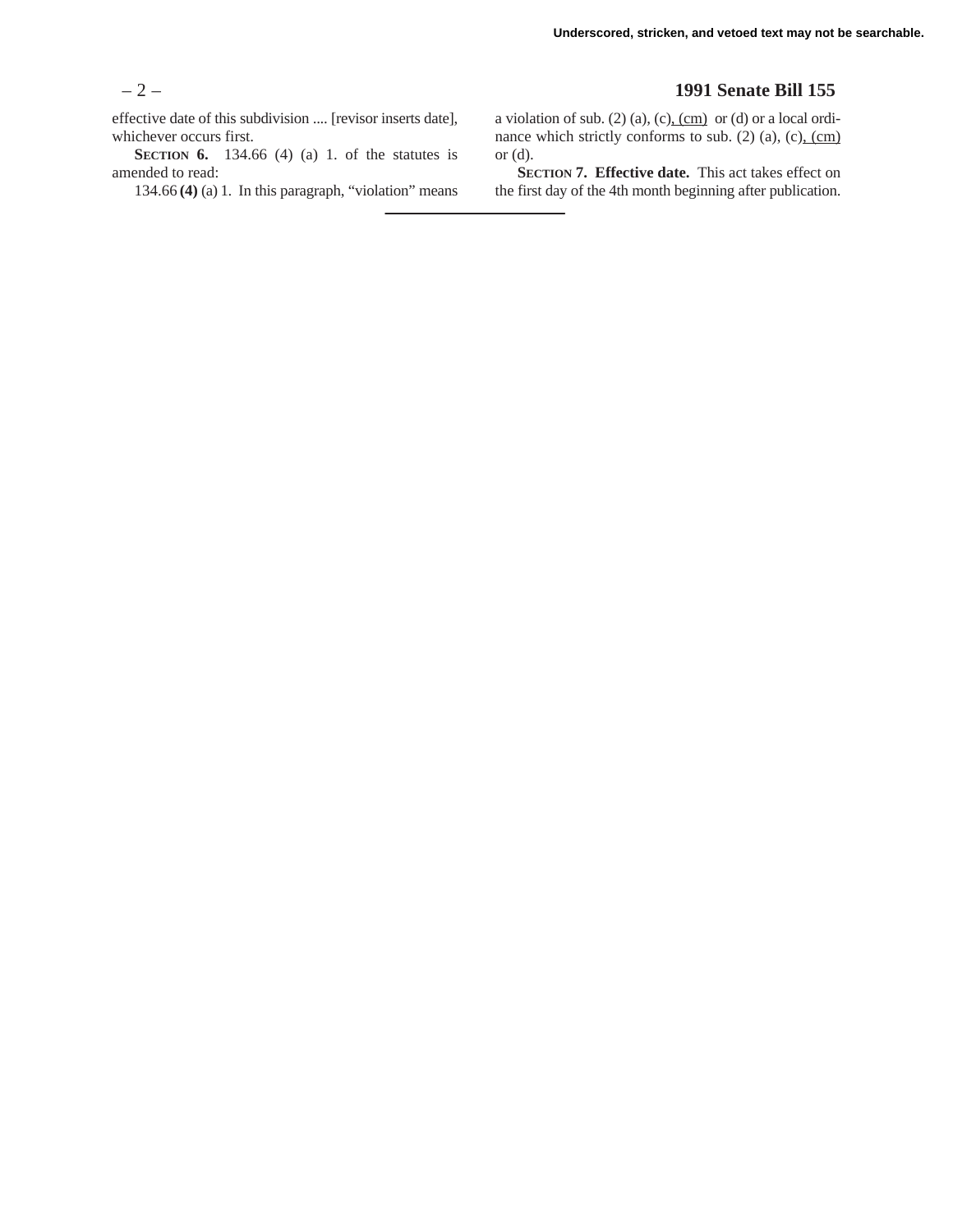effective date of this subdivision .... [revisor inserts date], whichever occurs first.

**SECTION 6.** 134.66 (4) (a) 1. of the statutes is amended to read:

134.66 **(4)** (a) 1. In this paragraph, "violation" means a violation of sub. (2) (a), (c), (cm) or (d) or a local ordinance which strictly conforms to sub. (2) (a), (c), (cm) or (d).

**SECTION 7. Effective date.** This act takes effect on the first day of the 4th month beginning after publication.